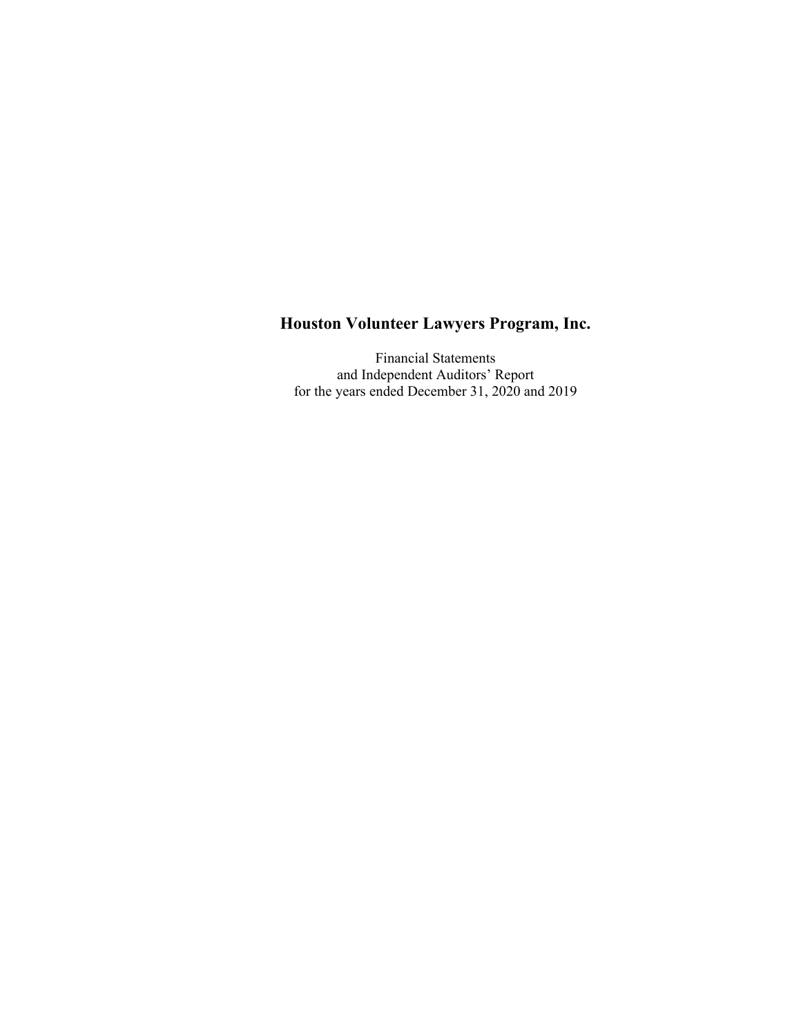# Houston Volunteer Lawyers Program, Inc.

Financial Statements
and Independent Auditors' Report
for the years ended December 31, 2020 and 2019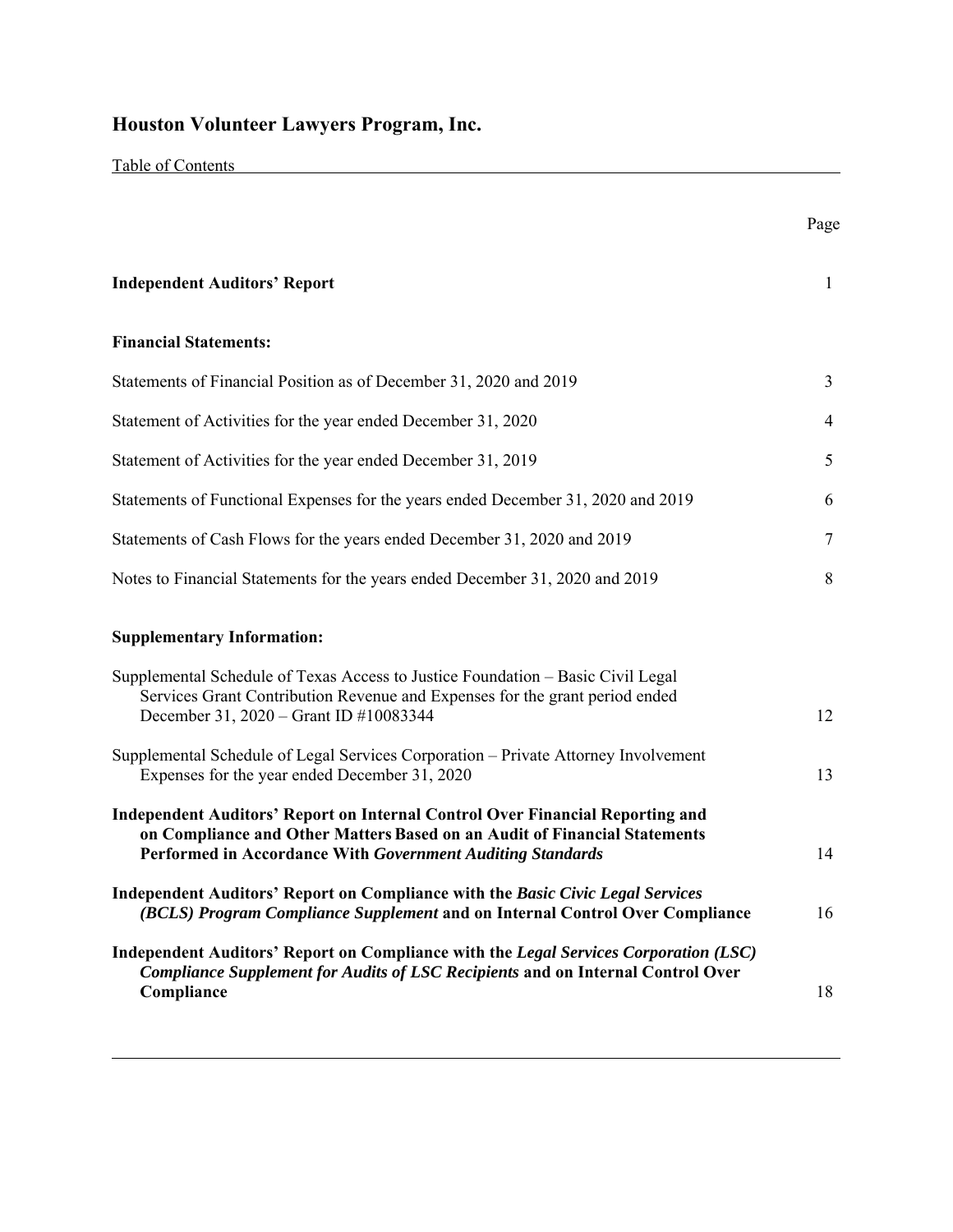# Houston Volunteer Lawyers Program, Inc.

Table of Contents

| | Page |
|---|---|
| **Independent Auditors' Report** | 1 |
| **Financial Statements:** | |
| Statements of Financial Position as of December 31, 2020 and 2019 | 3 |
| Statement of Activities for the year ended December 31, 2020 | 4 |
| Statement of Activities for the year ended December 31, 2019 | 5 |
| Statements of Functional Expenses for the years ended December 31, 2020 and 2019 | 6 |
| Statements of Cash Flows for the years ended December 31, 2020 and 2019 | 7 |
| Notes to Financial Statements for the years ended December 31, 2020 and 2019 | 8 |
| **Supplementary Information:** | |
| Supplemental Schedule of Texas Access to Justice Foundation – Basic Civil Legal Services Grant Contribution Revenue and Expenses for the grant period ended December 31, 2020 – Grant ID #10083344 | 12 |
| Supplemental Schedule of Legal Services Corporation – Private Attorney Involvement Expenses for the year ended December 31, 2020 | 13 |
| **Independent Auditors' Report on Internal Control Over Financial Reporting and on Compliance and Other Matters Based on an Audit of Financial Statements Performed in Accordance With *Government Auditing Standards*** | 14 |
| **Independent Auditors' Report on Compliance with the *Basic Civic Legal Services (BCLS) Program Compliance Supplement* and on Internal Control Over Compliance** | 16 |
| **Independent Auditors' Report on Compliance with the *Legal Services Corporation (LSC) Compliance Supplement for Audits of LSC Recipients* and on Internal Control Over Compliance** | 18 |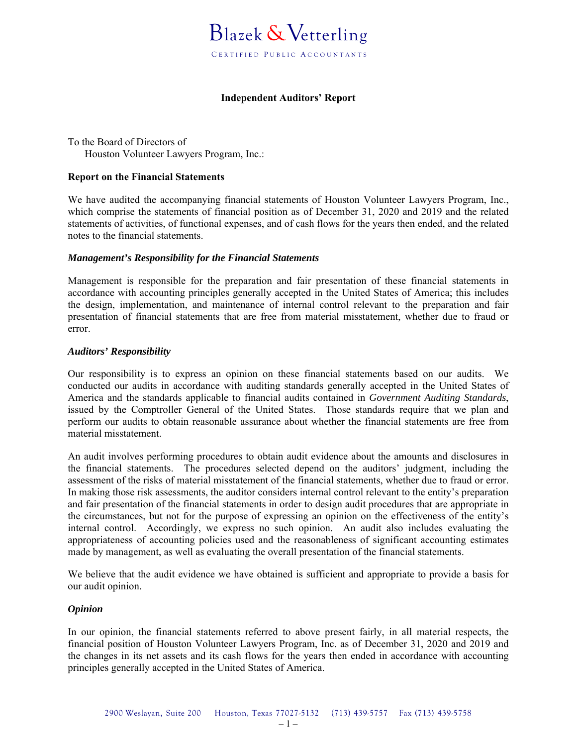Blazek & Vetterling

CERTIFIED PUBLIC ACCOUNTANTS

## Independent Auditors' Report

To the Board of Directors of
Houston Volunteer Lawyers Program, Inc.:

### Report on the Financial Statements

We have audited the accompanying financial statements of Houston Volunteer Lawyers Program, Inc., which comprise the statements of financial position as of December 31, 2020 and 2019 and the related statements of activities, of functional expenses, and of cash flows for the years then ended, and the related notes to the financial statements.

### *Management's Responsibility for the Financial Statements*

Management is responsible for the preparation and fair presentation of these financial statements in accordance with accounting principles generally accepted in the United States of America; this includes the design, implementation, and maintenance of internal control relevant to the preparation and fair presentation of financial statements that are free from material misstatement, whether due to fraud or error.

### *Auditors' Responsibility*

Our responsibility is to express an opinion on these financial statements based on our audits. We conducted our audits in accordance with auditing standards generally accepted in the United States of America and the standards applicable to financial audits contained in *Government Auditing Standards*, issued by the Comptroller General of the United States. Those standards require that we plan and perform our audits to obtain reasonable assurance about whether the financial statements are free from material misstatement.

An audit involves performing procedures to obtain audit evidence about the amounts and disclosures in the financial statements. The procedures selected depend on the auditors' judgment, including the assessment of the risks of material misstatement of the financial statements, whether due to fraud or error. In making those risk assessments, the auditor considers internal control relevant to the entity's preparation and fair presentation of the financial statements in order to design audit procedures that are appropriate in the circumstances, but not for the purpose of expressing an opinion on the effectiveness of the entity's internal control. Accordingly, we express no such opinion. An audit also includes evaluating the appropriateness of accounting policies used and the reasonableness of significant accounting estimates made by management, as well as evaluating the overall presentation of the financial statements.

We believe that the audit evidence we have obtained is sufficient and appropriate to provide a basis for our audit opinion.

### *Opinion*

In our opinion, the financial statements referred to above present fairly, in all material respects, the financial position of Houston Volunteer Lawyers Program, Inc. as of December 31, 2020 and 2019 and the changes in its net assets and its cash flows for the years then ended in accordance with accounting principles generally accepted in the United States of America.

2900 Weslayan, Suite 200 Houston, Texas 77027-5132 (713) 439-5757 Fax (713) 439-5758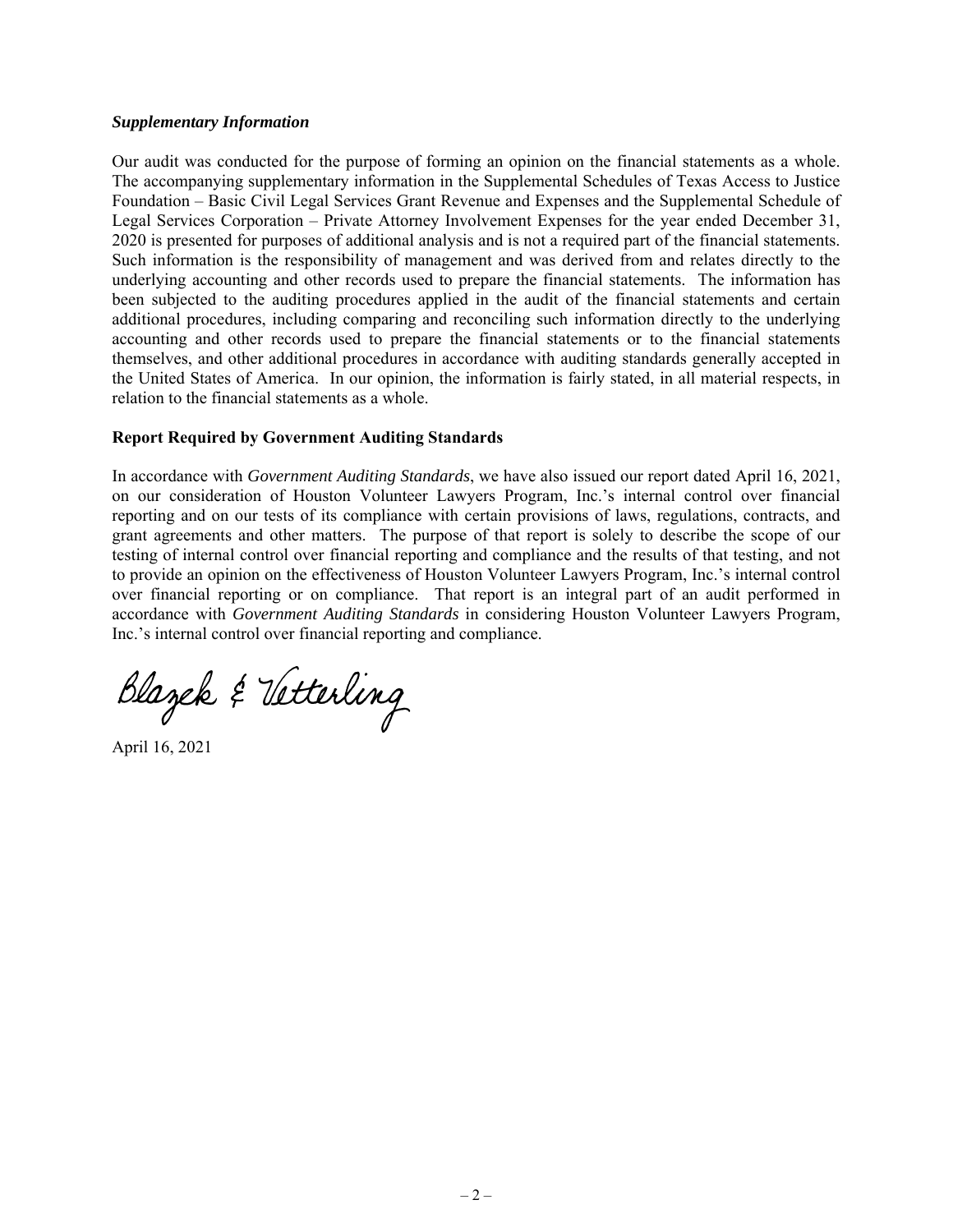### *Supplementary Information*

Our audit was conducted for the purpose of forming an opinion on the financial statements as a whole. The accompanying supplementary information in the Supplemental Schedules of Texas Access to Justice Foundation – Basic Civil Legal Services Grant Revenue and Expenses and the Supplemental Schedule of Legal Services Corporation – Private Attorney Involvement Expenses for the year ended December 31, 2020 is presented for purposes of additional analysis and is not a required part of the financial statements. Such information is the responsibility of management and was derived from and relates directly to the underlying accounting and other records used to prepare the financial statements. The information has been subjected to the auditing procedures applied in the audit of the financial statements and certain additional procedures, including comparing and reconciling such information directly to the underlying accounting and other records used to prepare the financial statements or to the financial statements themselves, and other additional procedures in accordance with auditing standards generally accepted in the United States of America. In our opinion, the information is fairly stated, in all material respects, in relation to the financial statements as a whole.

### **Report Required by Government Auditing Standards**

In accordance with *Government Auditing Standards*, we have also issued our report dated April 16, 2021, on our consideration of Houston Volunteer Lawyers Program, Inc.'s internal control over financial reporting and on our tests of its compliance with certain provisions of laws, regulations, contracts, and grant agreements and other matters. The purpose of that report is solely to describe the scope of our testing of internal control over financial reporting and compliance and the results of that testing, and not to provide an opinion on the effectiveness of Houston Volunteer Lawyers Program, Inc.'s internal control over financial reporting or on compliance. That report is an integral part of an audit performed in accordance with *Government Auditing Standards* in considering Houston Volunteer Lawyers Program, Inc.'s internal control over financial reporting and compliance.

Blazek & Vetterling

April 16, 2021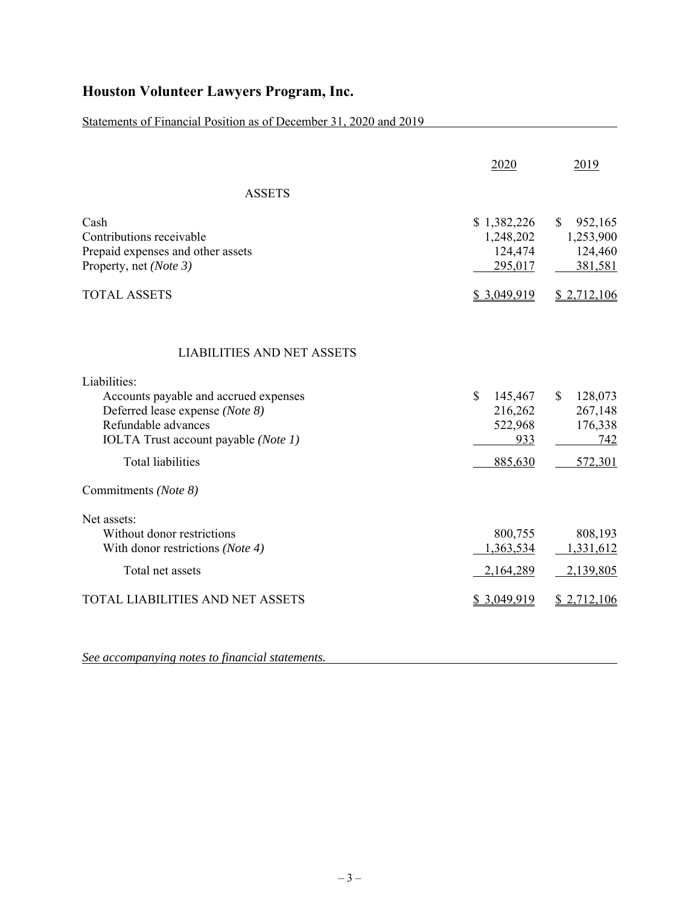# Houston Volunteer Lawyers Program, Inc.

Statements of Financial Position as of December 31, 2020 and 2019

| | 2020 | 2019 |
|---|---|---|
| **ASSETS** | | |
| Cash | $ 1,382,226 | $ 952,165 |
| Contributions receivable | 1,248,202 | 1,253,900 |
| Prepaid expenses and other assets | 124,474 | 124,460 |
| Property, net *(Note 3)* | 295,017 | 381,581 |
| TOTAL ASSETS | $ 3,049,919 | $ 2,712,106 |
| **LIABILITIES AND NET ASSETS** | | |
| Liabilities: | | |
| Accounts payable and accrued expenses | $ 145,467 | $ 128,073 |
| Deferred lease expense *(Note 8)* | 216,262 | 267,148 |
| Refundable advances | 522,968 | 176,338 |
| IOLTA Trust account payable *(Note 1)* | 933 | 742 |
| Total liabilities | 885,630 | 572,301 |
| Commitments *(Note 8)* | | |
| Net assets: | | |
| Without donor restrictions | 800,755 | 808,193 |
| With donor restrictions *(Note 4)* | 1,363,534 | 1,331,612 |
| Total net assets | 2,164,289 | 2,139,805 |
| TOTAL LIABILITIES AND NET ASSETS | $ 3,049,919 | $ 2,712,106 |

*See accompanying notes to financial statements.*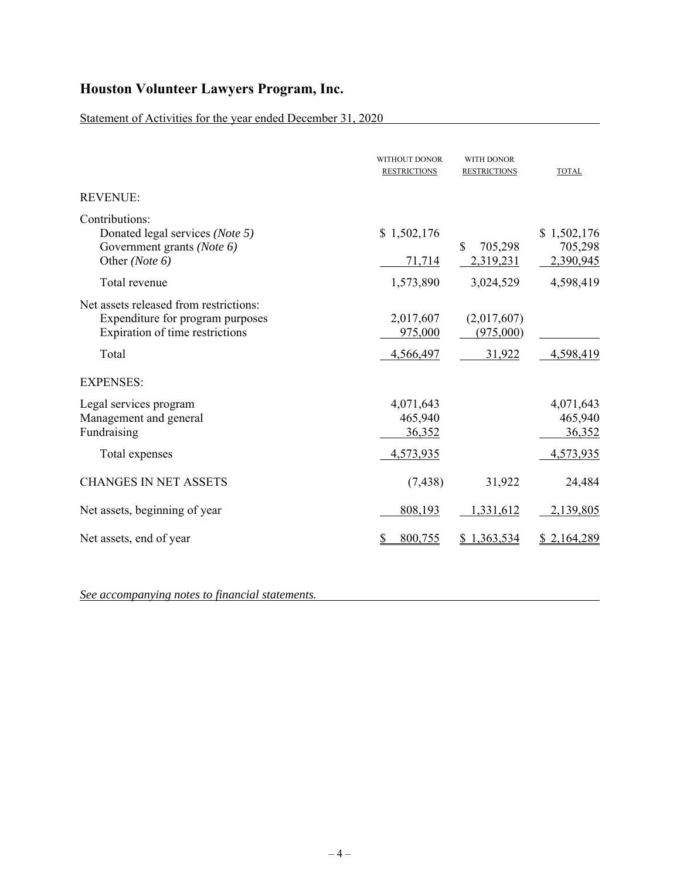# Houston Volunteer Lawyers Program, Inc.

Statement of Activities for the year ended December 31, 2020

| | WITHOUT DONOR RESTRICTIONS | WITH DONOR RESTRICTIONS | TOTAL |
|---|---|---|---|
| **REVENUE:** | | | |
| Contributions: | | | |
| Donated legal services *(Note 5)* | $ 1,502,176 | | $ 1,502,176 |
| Government grants *(Note 6)* | | $ 705,298 | 705,298 |
| Other *(Note 6)* | 71,714 | 2,319,231 | 2,390,945 |
| Total revenue | 1,573,890 | 3,024,529 | 4,598,419 |
| Net assets released from restrictions: | | | |
| Expenditure for program purposes | 2,017,607 | (2,017,607) | |
| Expiration of time restrictions | 975,000 | (975,000) | |
| Total | 4,566,497 | 31,922 | 4,598,419 |
| **EXPENSES:** | | | |
| Legal services program | 4,071,643 | | 4,071,643 |
| Management and general | 465,940 | | 465,940 |
| Fundraising | 36,352 | | 36,352 |
| Total expenses | 4,573,935 | | 4,573,935 |
| CHANGES IN NET ASSETS | (7,438) | 31,922 | 24,484 |
| Net assets, beginning of year | 808,193 | 1,331,612 | 2,139,805 |
| Net assets, end of year | $ 800,755 | $ 1,363,534 | $ 2,164,289 |

*See accompanying notes to financial statements.*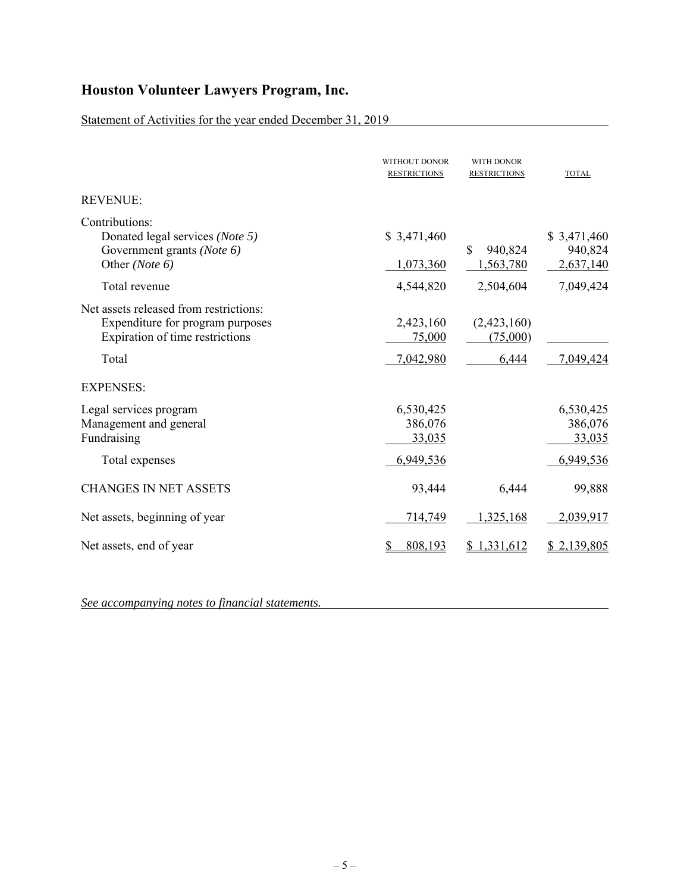# Houston Volunteer Lawyers Program, Inc.

Statement of Activities for the year ended December 31, 2019

| | WITHOUT DONOR RESTRICTIONS | WITH DONOR RESTRICTIONS | TOTAL |
|---|---|---|---|
| REVENUE: | | | |
| Contributions: | | | |
| Donated legal services *(Note 5)* | $ 3,471,460 | | $ 3,471,460 |
| Government grants *(Note 6)* | | $ 940,824 | 940,824 |
| Other *(Note 6)* | 1,073,360 | 1,563,780 | 2,637,140 |
| Total revenue | 4,544,820 | 2,504,604 | 7,049,424 |
| Net assets released from restrictions: | | | |
| Expenditure for program purposes | 2,423,160 | (2,423,160) | |
| Expiration of time restrictions | 75,000 | (75,000) | |
| Total | 7,042,980 | 6,444 | 7,049,424 |
| EXPENSES: | | | |
| Legal services program | 6,530,425 | | 6,530,425 |
| Management and general | 386,076 | | 386,076 |
| Fundraising | 33,035 | | 33,035 |
| Total expenses | 6,949,536 | | 6,949,536 |
| CHANGES IN NET ASSETS | 93,444 | 6,444 | 99,888 |
| Net assets, beginning of year | 714,749 | 1,325,168 | 2,039,917 |
| Net assets, end of year | $ 808,193 | $ 1,331,612 | $ 2,139,805 |

*See accompanying notes to financial statements.*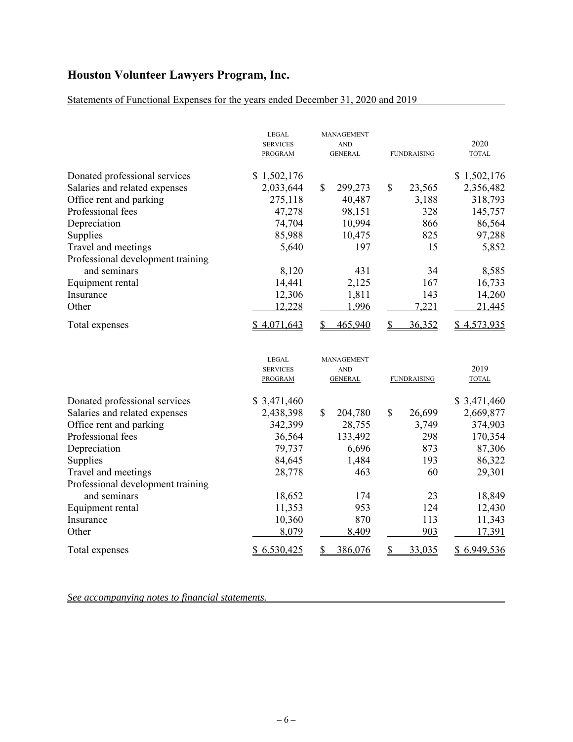# Houston Volunteer Lawyers Program, Inc.

Statements of Functional Expenses for the years ended December 31, 2020 and 2019

| | LEGAL SERVICES PROGRAM | MANAGEMENT AND GENERAL | FUNDRAISING | 2020 TOTAL |
|---|---|---|---|---|
| Donated professional services | $ 1,502,176 | | | $ 1,502,176 |
| Salaries and related expenses | 2,033,644 | $ 299,273 | $ 23,565 | 2,356,482 |
| Office rent and parking | 275,118 | 40,487 | 3,188 | 318,793 |
| Professional fees | 47,278 | 98,151 | 328 | 145,757 |
| Depreciation | 74,704 | 10,994 | 866 | 86,564 |
| Supplies | 85,988 | 10,475 | 825 | 97,288 |
| Travel and meetings | 5,640 | 197 | 15 | 5,852 |
| Professional development training and seminars | 8,120 | 431 | 34 | 8,585 |
| Equipment rental | 14,441 | 2,125 | 167 | 16,733 |
| Insurance | 12,306 | 1,811 | 143 | 14,260 |
| Other | 12,228 | 1,996 | 7,221 | 21,445 |
| Total expenses | $ 4,071,643 | $ 465,940 | $ 36,352 | $ 4,573,935 |

| | LEGAL SERVICES PROGRAM | MANAGEMENT AND GENERAL | FUNDRAISING | 2019 TOTAL |
|---|---|---|---|---|
| Donated professional services | $ 3,471,460 | | | $ 3,471,460 |
| Salaries and related expenses | 2,438,398 | $ 204,780 | $ 26,699 | 2,669,877 |
| Office rent and parking | 342,399 | 28,755 | 3,749 | 374,903 |
| Professional fees | 36,564 | 133,492 | 298 | 170,354 |
| Depreciation | 79,737 | 6,696 | 873 | 87,306 |
| Supplies | 84,645 | 1,484 | 193 | 86,322 |
| Travel and meetings | 28,778 | 463 | 60 | 29,301 |
| Professional development training and seminars | 18,652 | 174 | 23 | 18,849 |
| Equipment rental | 11,353 | 953 | 124 | 12,430 |
| Insurance | 10,360 | 870 | 113 | 11,343 |
| Other | 8,079 | 8,409 | 903 | 17,391 |
| Total expenses | $ 6,530,425 | $ 386,076 | $ 33,035 | $ 6,949,536 |

*See accompanying notes to financial statements.*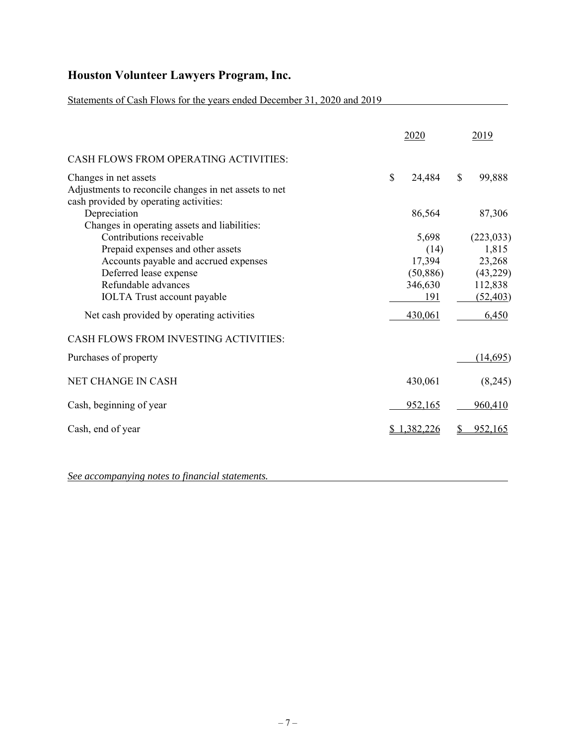# Houston Volunteer Lawyers Program, Inc.

Statements of Cash Flows for the years ended December 31, 2020 and 2019

| | 2020 | 2019 |
|---|---|---|
| CASH FLOWS FROM OPERATING ACTIVITIES: | | |
| Changes in net assets | $ 24,484 | $ 99,888 |
| Adjustments to reconcile changes in net assets to net cash provided by operating activities: | | |
| Depreciation | 86,564 | 87,306 |
| Changes in operating assets and liabilities: | | |
| Contributions receivable | 5,698 | (223,033) |
| Prepaid expenses and other assets | (14) | 1,815 |
| Accounts payable and accrued expenses | 17,394 | 23,268 |
| Deferred lease expense | (50,886) | (43,229) |
| Refundable advances | 346,630 | 112,838 |
| IOLTA Trust account payable | 191 | (52,403) |
| Net cash provided by operating activities | 430,061 | 6,450 |
| CASH FLOWS FROM INVESTING ACTIVITIES: | | |
| Purchases of property | | (14,695) |
| NET CHANGE IN CASH | 430,061 | (8,245) |
| Cash, beginning of year | 952,165 | 960,410 |
| Cash, end of year | $ 1,382,226 | $ 952,165 |

*See accompanying notes to financial statements.*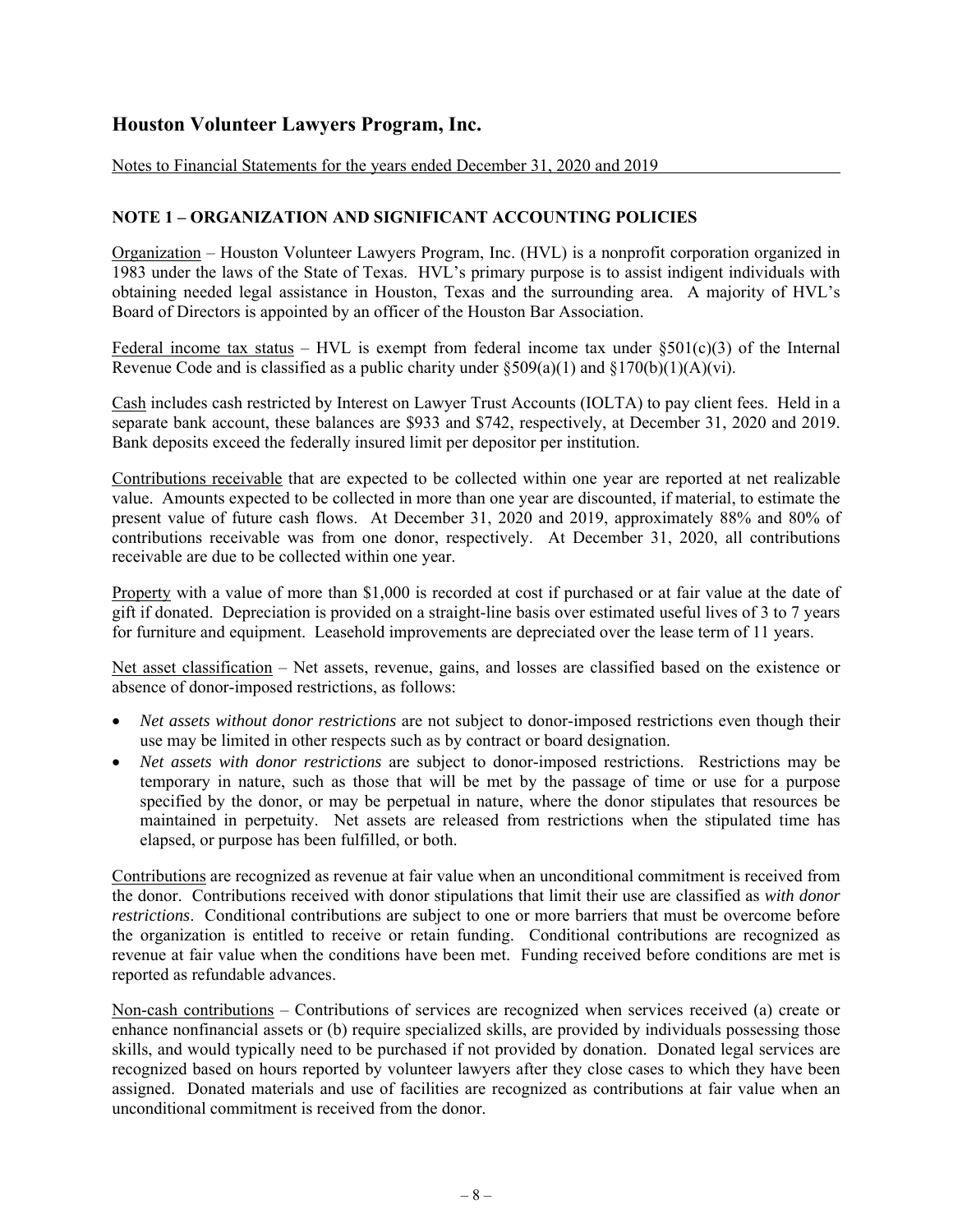# Houston Volunteer Lawyers Program, Inc.

Notes to Financial Statements for the years ended December 31, 2020 and 2019

## NOTE 1 – ORGANIZATION AND SIGNIFICANT ACCOUNTING POLICIES

Organization – Houston Volunteer Lawyers Program, Inc. (HVL) is a nonprofit corporation organized in 1983 under the laws of the State of Texas. HVL's primary purpose is to assist indigent individuals with obtaining needed legal assistance in Houston, Texas and the surrounding area. A majority of HVL's Board of Directors is appointed by an officer of the Houston Bar Association.

Federal income tax status – HVL is exempt from federal income tax under §501(c)(3) of the Internal Revenue Code and is classified as a public charity under §509(a)(1) and §170(b)(1)(A)(vi).

Cash includes cash restricted by Interest on Lawyer Trust Accounts (IOLTA) to pay client fees. Held in a separate bank account, these balances are $933 and $742, respectively, at December 31, 2020 and 2019. Bank deposits exceed the federally insured limit per depositor per institution.

Contributions receivable that are expected to be collected within one year are reported at net realizable value. Amounts expected to be collected in more than one year are discounted, if material, to estimate the present value of future cash flows. At December 31, 2020 and 2019, approximately 88% and 80% of contributions receivable was from one donor, respectively. At December 31, 2020, all contributions receivable are due to be collected within one year.

Property with a value of more than $1,000 is recorded at cost if purchased or at fair value at the date of gift if donated. Depreciation is provided on a straight-line basis over estimated useful lives of 3 to 7 years for furniture and equipment. Leasehold improvements are depreciated over the lease term of 11 years.

Net asset classification – Net assets, revenue, gains, and losses are classified based on the existence or absence of donor-imposed restrictions, as follows:

- *Net assets without donor restrictions* are not subject to donor-imposed restrictions even though their use may be limited in other respects such as by contract or board designation.
- *Net assets with donor restrictions* are subject to donor-imposed restrictions. Restrictions may be temporary in nature, such as those that will be met by the passage of time or use for a purpose specified by the donor, or may be perpetual in nature, where the donor stipulates that resources be maintained in perpetuity. Net assets are released from restrictions when the stipulated time has elapsed, or purpose has been fulfilled, or both.

Contributions are recognized as revenue at fair value when an unconditional commitment is received from the donor. Contributions received with donor stipulations that limit their use are classified as *with donor restrictions*. Conditional contributions are subject to one or more barriers that must be overcome before the organization is entitled to receive or retain funding. Conditional contributions are recognized as revenue at fair value when the conditions have been met. Funding received before conditions are met is reported as refundable advances.

Non-cash contributions – Contributions of services are recognized when services received (a) create or enhance nonfinancial assets or (b) require specialized skills, are provided by individuals possessing those skills, and would typically need to be purchased if not provided by donation. Donated legal services are recognized based on hours reported by volunteer lawyers after they close cases to which they have been assigned. Donated materials and use of facilities are recognized as contributions at fair value when an unconditional commitment is received from the donor.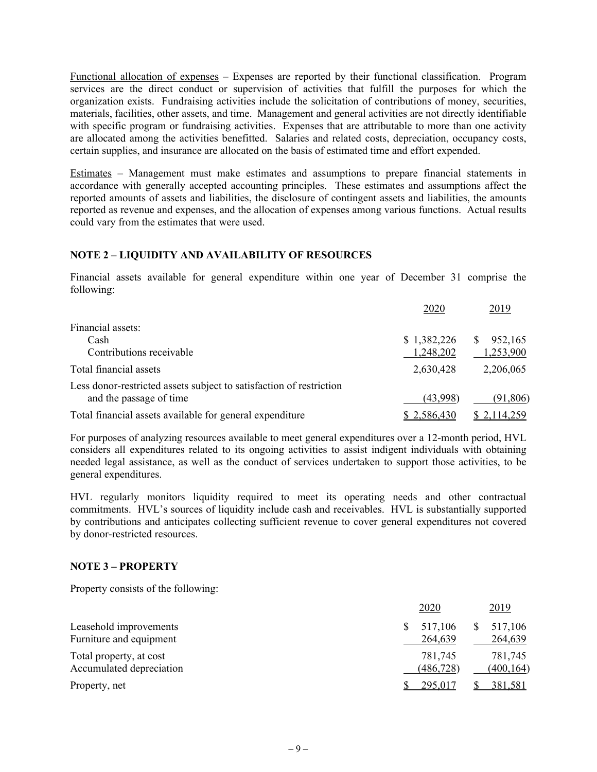Functional allocation of expenses – Expenses are reported by their functional classification. Program services are the direct conduct or supervision of activities that fulfill the purposes for which the organization exists. Fundraising activities include the solicitation of contributions of money, securities, materials, facilities, other assets, and time. Management and general activities are not directly identifiable with specific program or fundraising activities. Expenses that are attributable to more than one activity are allocated among the activities benefitted. Salaries and related costs, depreciation, occupancy costs, certain supplies, and insurance are allocated on the basis of estimated time and effort expended.

Estimates – Management must make estimates and assumptions to prepare financial statements in accordance with generally accepted accounting principles. These estimates and assumptions affect the reported amounts of assets and liabilities, the disclosure of contingent assets and liabilities, the amounts reported as revenue and expenses, and the allocation of expenses among various functions. Actual results could vary from the estimates that were used.

## NOTE 2 – LIQUIDITY AND AVAILABILITY OF RESOURCES

Financial assets available for general expenditure within one year of December 31 comprise the following:

| | 2020 | 2019 |
|---|---|---|
| Financial assets: | | |
| Cash | $ 1,382,226 | $ 952,165 |
| Contributions receivable | 1,248,202 | 1,253,900 |
| Total financial assets | 2,630,428 | 2,206,065 |
| Less donor-restricted assets subject to satisfaction of restriction and the passage of time | (43,998) | (91,806) |
| Total financial assets available for general expenditure | $ 2,586,430 | $ 2,114,259 |

For purposes of analyzing resources available to meet general expenditures over a 12-month period, HVL considers all expenditures related to its ongoing activities to assist indigent individuals with obtaining needed legal assistance, as well as the conduct of services undertaken to support those activities, to be general expenditures.

HVL regularly monitors liquidity required to meet its operating needs and other contractual commitments. HVL's sources of liquidity include cash and receivables. HVL is substantially supported by contributions and anticipates collecting sufficient revenue to cover general expenditures not covered by donor-restricted resources.

## NOTE 3 – PROPERTY

Property consists of the following:

| | 2020 | 2019 |
|---|---|---|
| Leasehold improvements | $ 517,106 | $ 517,106 |
| Furniture and equipment | 264,639 | 264,639 |
| Total property, at cost | 781,745 | 781,745 |
| Accumulated depreciation | (486,728) | (400,164) |
| Property, net | $ 295,017 | $ 381,581 |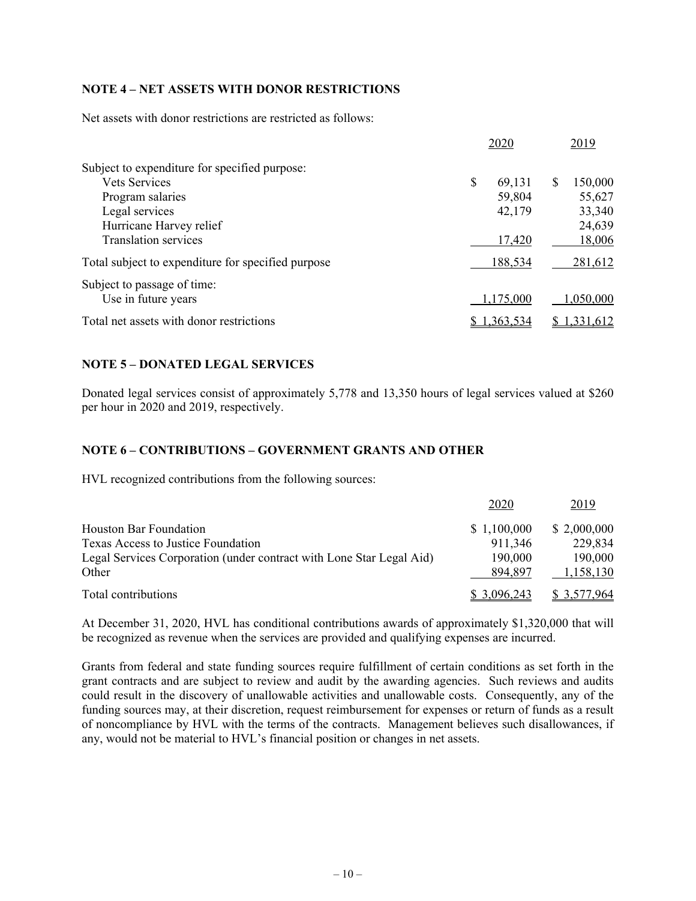## NOTE 4 – NET ASSETS WITH DONOR RESTRICTIONS

Net assets with donor restrictions are restricted as follows:

| | 2020 | 2019 |
|---|---|---|
| Subject to expenditure for specified purpose: | | |
| Vets Services | $ 69,131 | $ 150,000 |
| Program salaries | 59,804 | 55,627 |
| Legal services | 42,179 | 33,340 |
| Hurricane Harvey relief | | 24,639 |
| Translation services | 17,420 | 18,006 |
| Total subject to expenditure for specified purpose | 188,534 | 281,612 |
| Subject to passage of time: | | |
| Use in future years | 1,175,000 | 1,050,000 |
| Total net assets with donor restrictions | $ 1,363,534 | $ 1,331,612 |

## NOTE 5 – DONATED LEGAL SERVICES

Donated legal services consist of approximately 5,778 and 13,350 hours of legal services valued at $260 per hour in 2020 and 2019, respectively.

## NOTE 6 – CONTRIBUTIONS – GOVERNMENT GRANTS AND OTHER

HVL recognized contributions from the following sources:

| | 2020 | 2019 |
|---|---|---|
| Houston Bar Foundation | $ 1,100,000 | $ 2,000,000 |
| Texas Access to Justice Foundation | 911,346 | 229,834 |
| Legal Services Corporation (under contract with Lone Star Legal Aid) | 190,000 | 190,000 |
| Other | 894,897 | 1,158,130 |
| Total contributions | $ 3,096,243 | $ 3,577,964 |

At December 31, 2020, HVL has conditional contributions awards of approximately $1,320,000 that will be recognized as revenue when the services are provided and qualifying expenses are incurred.

Grants from federal and state funding sources require fulfillment of certain conditions as set forth in the grant contracts and are subject to review and audit by the awarding agencies. Such reviews and audits could result in the discovery of unallowable activities and unallowable costs. Consequently, any of the funding sources may, at their discretion, request reimbursement for expenses or return of funds as a result of noncompliance by HVL with the terms of the contracts. Management believes such disallowances, if any, would not be material to HVL's financial position or changes in net assets.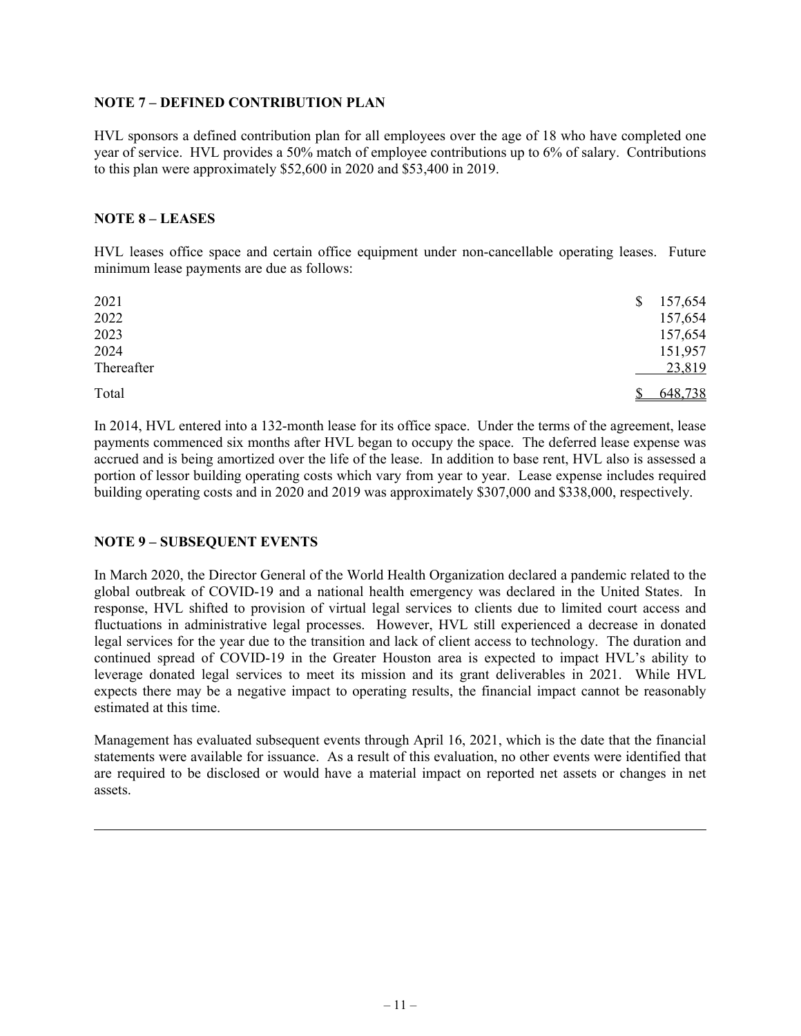## NOTE 7 – DEFINED CONTRIBUTION PLAN

HVL sponsors a defined contribution plan for all employees over the age of 18 who have completed one year of service. HVL provides a 50% match of employee contributions up to 6% of salary. Contributions to this plan were approximately $52,600 in 2020 and $53,400 in 2019.

## NOTE 8 – LEASES

HVL leases office space and certain office equipment under non-cancellable operating leases. Future minimum lease payments are due as follows:

| | |
|---|---|
| 2021 | $ 157,654 |
| 2022 | 157,654 |
| 2023 | 157,654 |
| 2024 | 151,957 |
| Thereafter | 23,819 |
| Total | $ 648,738 |

In 2014, HVL entered into a 132-month lease for its office space. Under the terms of the agreement, lease payments commenced six months after HVL began to occupy the space. The deferred lease expense was accrued and is being amortized over the life of the lease. In addition to base rent, HVL also is assessed a portion of lessor building operating costs which vary from year to year. Lease expense includes required building operating costs and in 2020 and 2019 was approximately $307,000 and $338,000, respectively.

## NOTE 9 – SUBSEQUENT EVENTS

In March 2020, the Director General of the World Health Organization declared a pandemic related to the global outbreak of COVID-19 and a national health emergency was declared in the United States. In response, HVL shifted to provision of virtual legal services to clients due to limited court access and fluctuations in administrative legal processes. However, HVL still experienced a decrease in donated legal services for the year due to the transition and lack of client access to technology. The duration and continued spread of COVID-19 in the Greater Houston area is expected to impact HVL's ability to leverage donated legal services to meet its mission and its grant deliverables in 2021. While HVL expects there may be a negative impact to operating results, the financial impact cannot be reasonably estimated at this time.

Management has evaluated subsequent events through April 16, 2021, which is the date that the financial statements were available for issuance. As a result of this evaluation, no other events were identified that are required to be disclosed or would have a material impact on reported net assets or changes in net assets.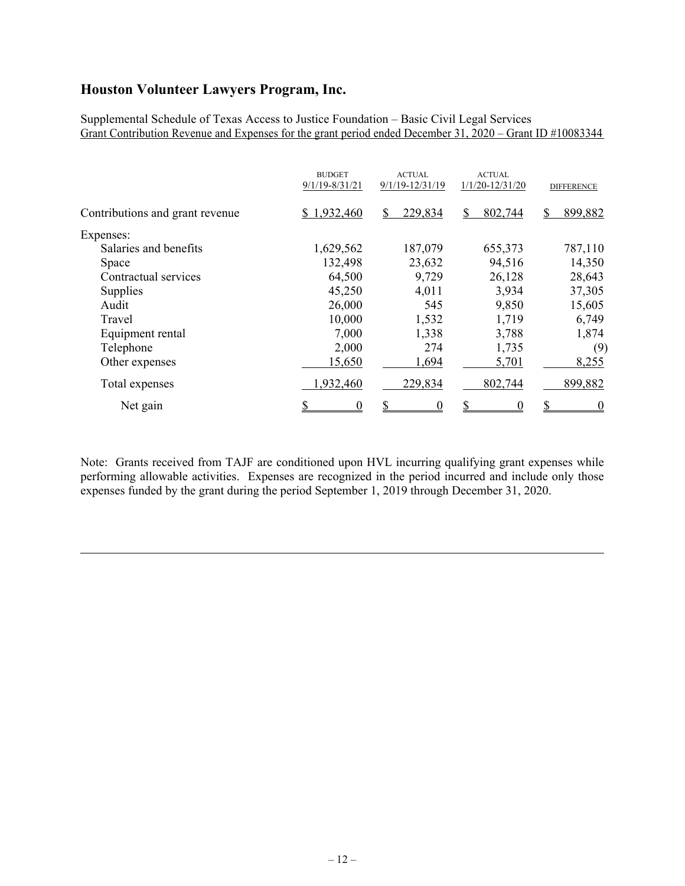## Houston Volunteer Lawyers Program, Inc.

Supplemental Schedule of Texas Access to Justice Foundation – Basic Civil Legal Services
Grant Contribution Revenue and Expenses for the grant period ended December 31, 2020 – Grant ID #10083344

| | BUDGET 9/1/19-8/31/21 | ACTUAL 9/1/19-12/31/19 | ACTUAL 1/1/20-12/31/20 | DIFFERENCE |
|---|---|---|---|---|
| Contributions and grant revenue | $ 1,932,460 | $ 229,834 | $ 802,744 | $ 899,882 |
| Expenses: | | | | |
| Salaries and benefits | 1,629,562 | 187,079 | 655,373 | 787,110 |
| Space | 132,498 | 23,632 | 94,516 | 14,350 |
| Contractual services | 64,500 | 9,729 | 26,128 | 28,643 |
| Supplies | 45,250 | 4,011 | 3,934 | 37,305 |
| Audit | 26,000 | 545 | 9,850 | 15,605 |
| Travel | 10,000 | 1,532 | 1,719 | 6,749 |
| Equipment rental | 7,000 | 1,338 | 3,788 | 1,874 |
| Telephone | 2,000 | 274 | 1,735 | (9) |
| Other expenses | 15,650 | 1,694 | 5,701 | 8,255 |
| Total expenses | 1,932,460 | 229,834 | 802,744 | 899,882 |
| Net gain | $ 0 | $ 0 | $ 0 | $ 0 |

Note: Grants received from TAJF are conditioned upon HVL incurring qualifying grant expenses while performing allowable activities. Expenses are recognized in the period incurred and include only those expenses funded by the grant during the period September 1, 2019 through December 31, 2020.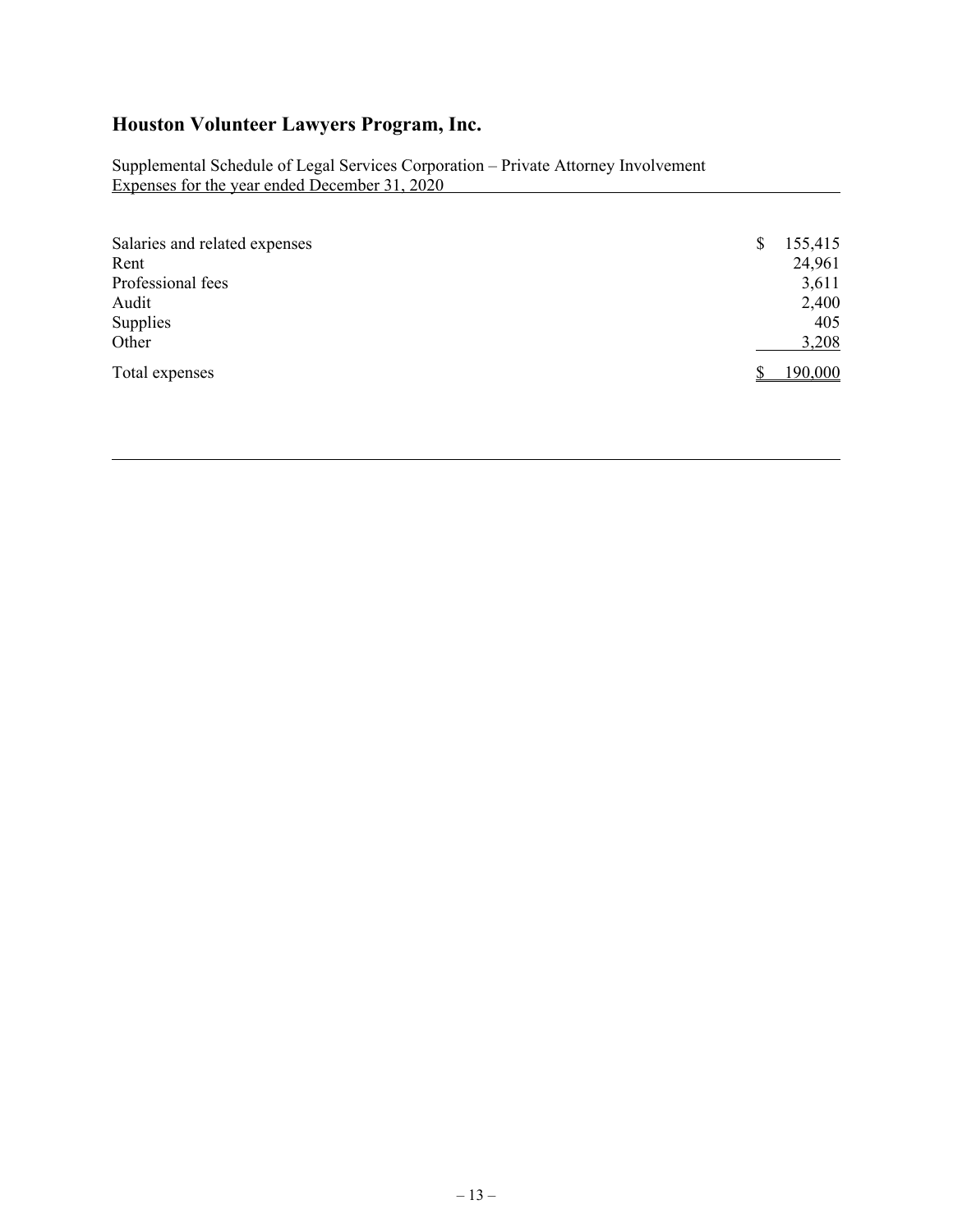# Houston Volunteer Lawyers Program, Inc.

Supplemental Schedule of Legal Services Corporation – Private Attorney Involvement
Expenses for the year ended December 31, 2020

| | |
|---|---|
| Salaries and related expenses | $ 155,415 |
| Rent | 24,961 |
| Professional fees | 3,611 |
| Audit | 2,400 |
| Supplies | 405 |
| Other | 3,208 |
| Total expenses | $ 190,000 |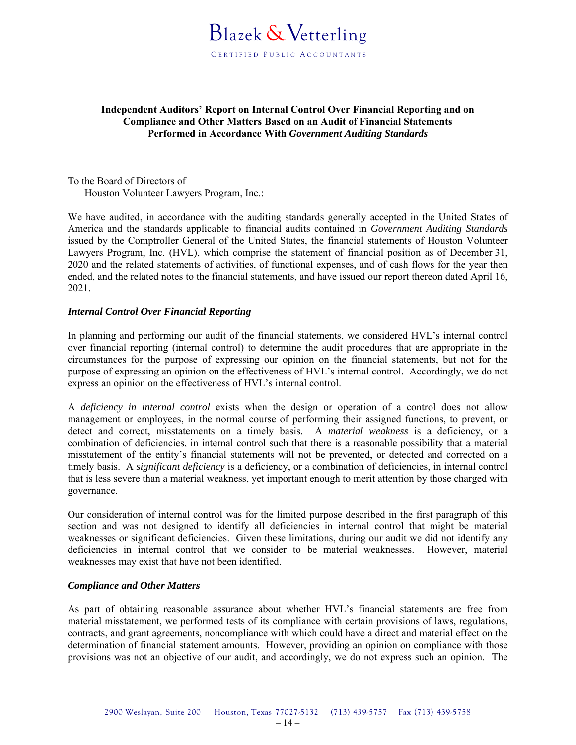# Blazek & Vetterling

CERTIFIED PUBLIC ACCOUNTANTS

**Independent Auditors' Report on Internal Control Over Financial Reporting and on Compliance and Other Matters Based on an Audit of Financial Statements Performed in Accordance With *Government Auditing Standards***

To the Board of Directors of
Houston Volunteer Lawyers Program, Inc.:

We have audited, in accordance with the auditing standards generally accepted in the United States of America and the standards applicable to financial audits contained in *Government Auditing Standards* issued by the Comptroller General of the United States, the financial statements of Houston Volunteer Lawyers Program, Inc. (HVL), which comprise the statement of financial position as of December 31, 2020 and the related statements of activities, of functional expenses, and of cash flows for the year then ended, and the related notes to the financial statements, and have issued our report thereon dated April 16, 2021.

### *Internal Control Over Financial Reporting*

In planning and performing our audit of the financial statements, we considered HVL's internal control over financial reporting (internal control) to determine the audit procedures that are appropriate in the circumstances for the purpose of expressing our opinion on the financial statements, but not for the purpose of expressing an opinion on the effectiveness of HVL's internal control. Accordingly, we do not express an opinion on the effectiveness of HVL's internal control.

A *deficiency in internal control* exists when the design or operation of a control does not allow management or employees, in the normal course of performing their assigned functions, to prevent, or detect and correct, misstatements on a timely basis. A *material weakness* is a deficiency, or a combination of deficiencies, in internal control such that there is a reasonable possibility that a material misstatement of the entity's financial statements will not be prevented, or detected and corrected on a timely basis. A *significant deficiency* is a deficiency, or a combination of deficiencies, in internal control that is less severe than a material weakness, yet important enough to merit attention by those charged with governance.

Our consideration of internal control was for the limited purpose described in the first paragraph of this section and was not designed to identify all deficiencies in internal control that might be material weaknesses or significant deficiencies. Given these limitations, during our audit we did not identify any deficiencies in internal control that we consider to be material weaknesses. However, material weaknesses may exist that have not been identified.

### *Compliance and Other Matters*

As part of obtaining reasonable assurance about whether HVL's financial statements are free from material misstatement, we performed tests of its compliance with certain provisions of laws, regulations, contracts, and grant agreements, noncompliance with which could have a direct and material effect on the determination of financial statement amounts. However, providing an opinion on compliance with those provisions was not an objective of our audit, and accordingly, we do not express such an opinion. The

2900 Weslayan, Suite 200 Houston, Texas 77027-5132 (713) 439-5757 Fax (713) 439-5758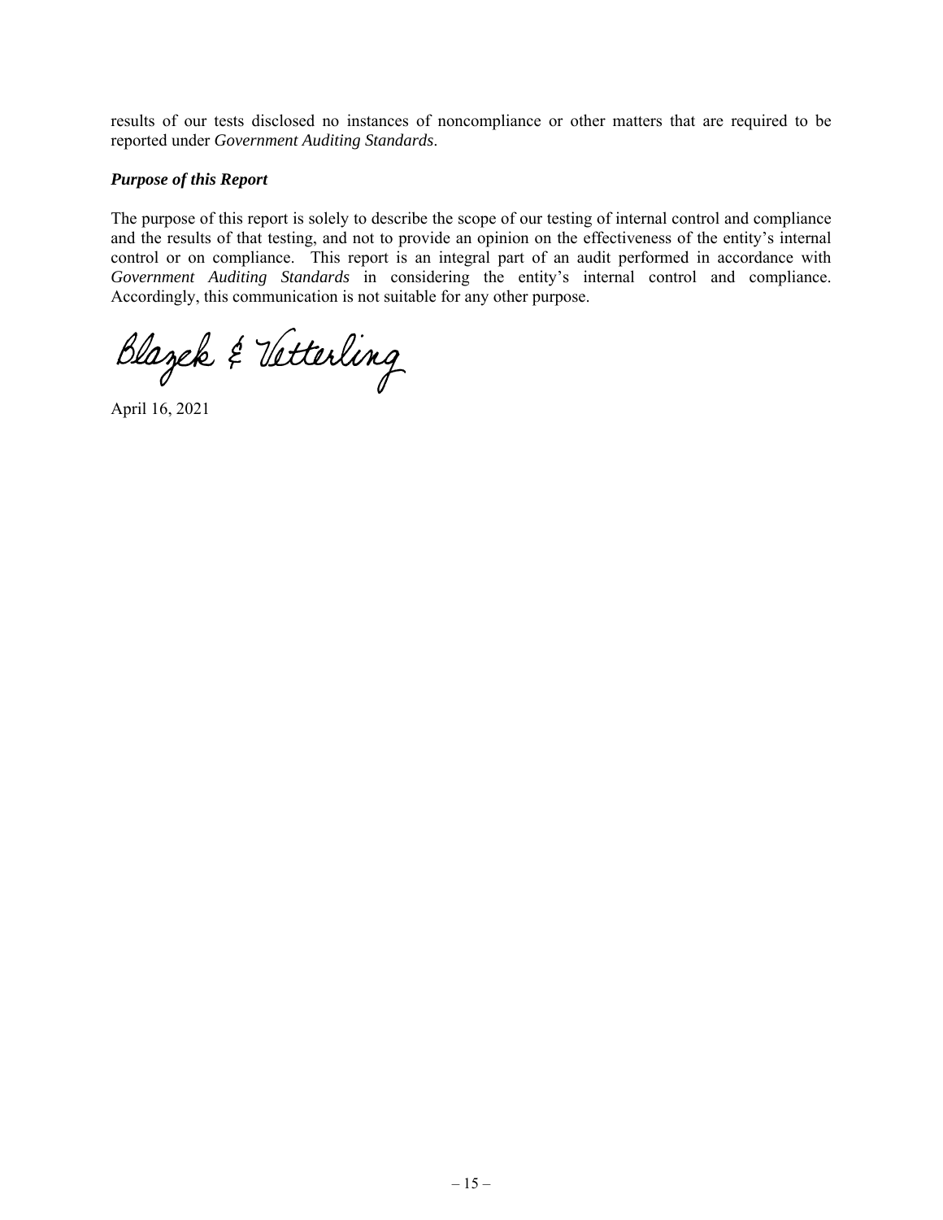results of our tests disclosed no instances of noncompliance or other matters that are required to be reported under *Government Auditing Standards*.

***Purpose of this Report***

The purpose of this report is solely to describe the scope of our testing of internal control and compliance and the results of that testing, and not to provide an opinion on the effectiveness of the entity's internal control or on compliance. This report is an integral part of an audit performed in accordance with *Government Auditing Standards* in considering the entity's internal control and compliance. Accordingly, this communication is not suitable for any other purpose.

Blazek & Vetterling

April 16, 2021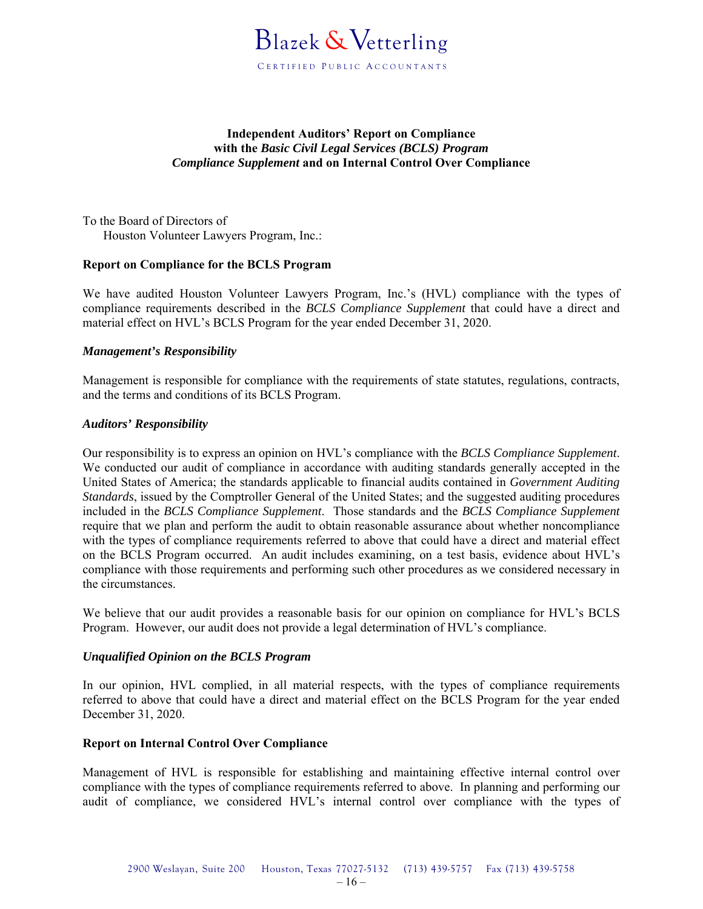Blazek & Vetterling

CERTIFIED PUBLIC ACCOUNTANTS

**Independent Auditors' Report on Compliance with the *Basic Civil Legal Services (BCLS) Program Compliance Supplement* and on Internal Control Over Compliance**

To the Board of Directors of
Houston Volunteer Lawyers Program, Inc.:

**Report on Compliance for the BCLS Program**

We have audited Houston Volunteer Lawyers Program, Inc.'s (HVL) compliance with the types of compliance requirements described in the *BCLS Compliance Supplement* that could have a direct and material effect on HVL's BCLS Program for the year ended December 31, 2020.

***Management's Responsibility***

Management is responsible for compliance with the requirements of state statutes, regulations, contracts, and the terms and conditions of its BCLS Program.

***Auditors' Responsibility***

Our responsibility is to express an opinion on HVL's compliance with the *BCLS Compliance Supplement*. We conducted our audit of compliance in accordance with auditing standards generally accepted in the United States of America; the standards applicable to financial audits contained in *Government Auditing Standards*, issued by the Comptroller General of the United States; and the suggested auditing procedures included in the *BCLS Compliance Supplement*. Those standards and the *BCLS Compliance Supplement* require that we plan and perform the audit to obtain reasonable assurance about whether noncompliance with the types of compliance requirements referred to above that could have a direct and material effect on the BCLS Program occurred. An audit includes examining, on a test basis, evidence about HVL's compliance with those requirements and performing such other procedures as we considered necessary in the circumstances.

We believe that our audit provides a reasonable basis for our opinion on compliance for HVL's BCLS Program. However, our audit does not provide a legal determination of HVL's compliance.

***Unqualified Opinion on the BCLS Program***

In our opinion, HVL complied, in all material respects, with the types of compliance requirements referred to above that could have a direct and material effect on the BCLS Program for the year ended December 31, 2020.

**Report on Internal Control Over Compliance**

Management of HVL is responsible for establishing and maintaining effective internal control over compliance with the types of compliance requirements referred to above. In planning and performing our audit of compliance, we considered HVL's internal control over compliance with the types of

2900 Weslayan, Suite 200 Houston, Texas 77027-5132 (713) 439-5757 Fax (713) 439-5758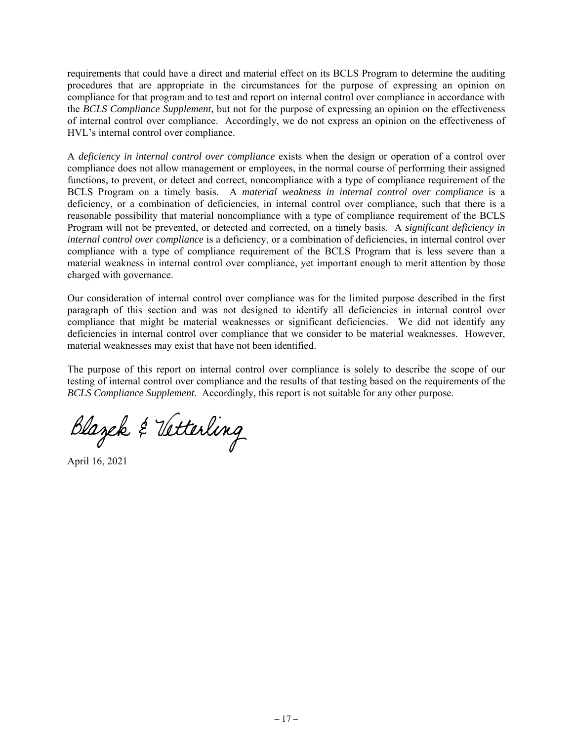requirements that could have a direct and material effect on its BCLS Program to determine the auditing procedures that are appropriate in the circumstances for the purpose of expressing an opinion on compliance for that program and to test and report on internal control over compliance in accordance with the *BCLS Compliance Supplement*, but not for the purpose of expressing an opinion on the effectiveness of internal control over compliance. Accordingly, we do not express an opinion on the effectiveness of HVL's internal control over compliance.

A *deficiency in internal control over compliance* exists when the design or operation of a control over compliance does not allow management or employees, in the normal course of performing their assigned functions, to prevent, or detect and correct, noncompliance with a type of compliance requirement of the BCLS Program on a timely basis. A *material weakness in internal control over compliance* is a deficiency, or a combination of deficiencies, in internal control over compliance, such that there is a reasonable possibility that material noncompliance with a type of compliance requirement of the BCLS Program will not be prevented, or detected and corrected, on a timely basis. A *significant deficiency in internal control over compliance* is a deficiency, or a combination of deficiencies, in internal control over compliance with a type of compliance requirement of the BCLS Program that is less severe than a material weakness in internal control over compliance, yet important enough to merit attention by those charged with governance.

Our consideration of internal control over compliance was for the limited purpose described in the first paragraph of this section and was not designed to identify all deficiencies in internal control over compliance that might be material weaknesses or significant deficiencies. We did not identify any deficiencies in internal control over compliance that we consider to be material weaknesses. However, material weaknesses may exist that have not been identified.

The purpose of this report on internal control over compliance is solely to describe the scope of our testing of internal control over compliance and the results of that testing based on the requirements of the *BCLS Compliance Supplement*. Accordingly, this report is not suitable for any other purpose.

Blazek & Vetterling

April 16, 2021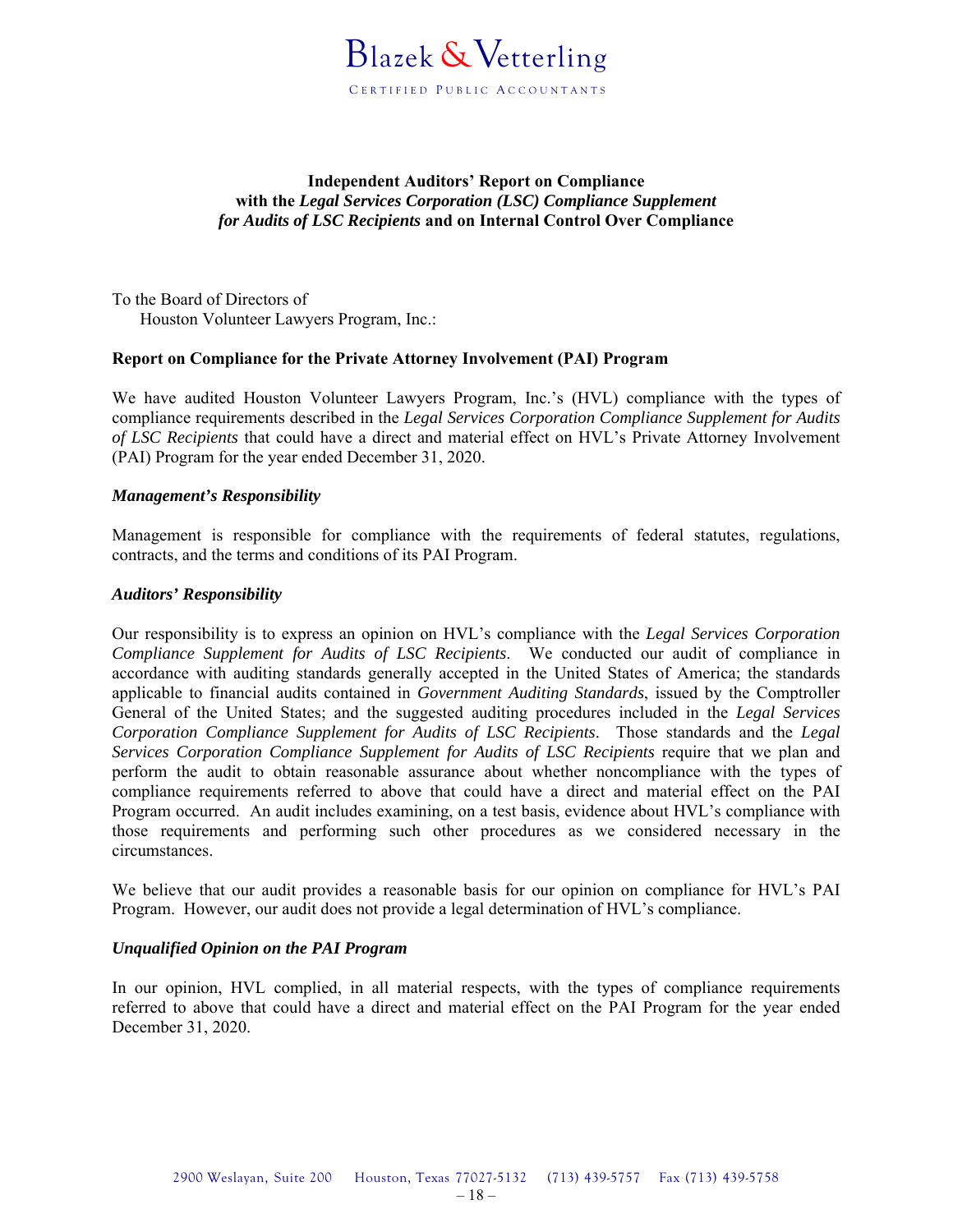Blazek & Vetterling

CERTIFIED PUBLIC ACCOUNTANTS

**Independent Auditors' Report on Compliance with the *Legal Services Corporation (LSC) Compliance Supplement for Audits of LSC Recipients* and on Internal Control Over Compliance**

To the Board of Directors of
Houston Volunteer Lawyers Program, Inc.:

**Report on Compliance for the Private Attorney Involvement (PAI) Program**

We have audited Houston Volunteer Lawyers Program, Inc.'s (HVL) compliance with the types of compliance requirements described in the *Legal Services Corporation Compliance Supplement for Audits of LSC Recipients* that could have a direct and material effect on HVL's Private Attorney Involvement (PAI) Program for the year ended December 31, 2020.

***Management's Responsibility***

Management is responsible for compliance with the requirements of federal statutes, regulations, contracts, and the terms and conditions of its PAI Program.

***Auditors' Responsibility***

Our responsibility is to express an opinion on HVL's compliance with the *Legal Services Corporation Compliance Supplement for Audits of LSC Recipients*. We conducted our audit of compliance in accordance with auditing standards generally accepted in the United States of America; the standards applicable to financial audits contained in *Government Auditing Standards*, issued by the Comptroller General of the United States; and the suggested auditing procedures included in the *Legal Services Corporation Compliance Supplement for Audits of LSC Recipients*. Those standards and the *Legal Services Corporation Compliance Supplement for Audits of LSC Recipients* require that we plan and perform the audit to obtain reasonable assurance about whether noncompliance with the types of compliance requirements referred to above that could have a direct and material effect on the PAI Program occurred. An audit includes examining, on a test basis, evidence about HVL's compliance with those requirements and performing such other procedures as we considered necessary in the circumstances.

We believe that our audit provides a reasonable basis for our opinion on compliance for HVL's PAI Program. However, our audit does not provide a legal determination of HVL's compliance.

***Unqualified Opinion on the PAI Program***

In our opinion, HVL complied, in all material respects, with the types of compliance requirements referred to above that could have a direct and material effect on the PAI Program for the year ended December 31, 2020.

2900 Weslayan, Suite 200 Houston, Texas 77027-5132 (713) 439-5757 Fax (713) 439-5758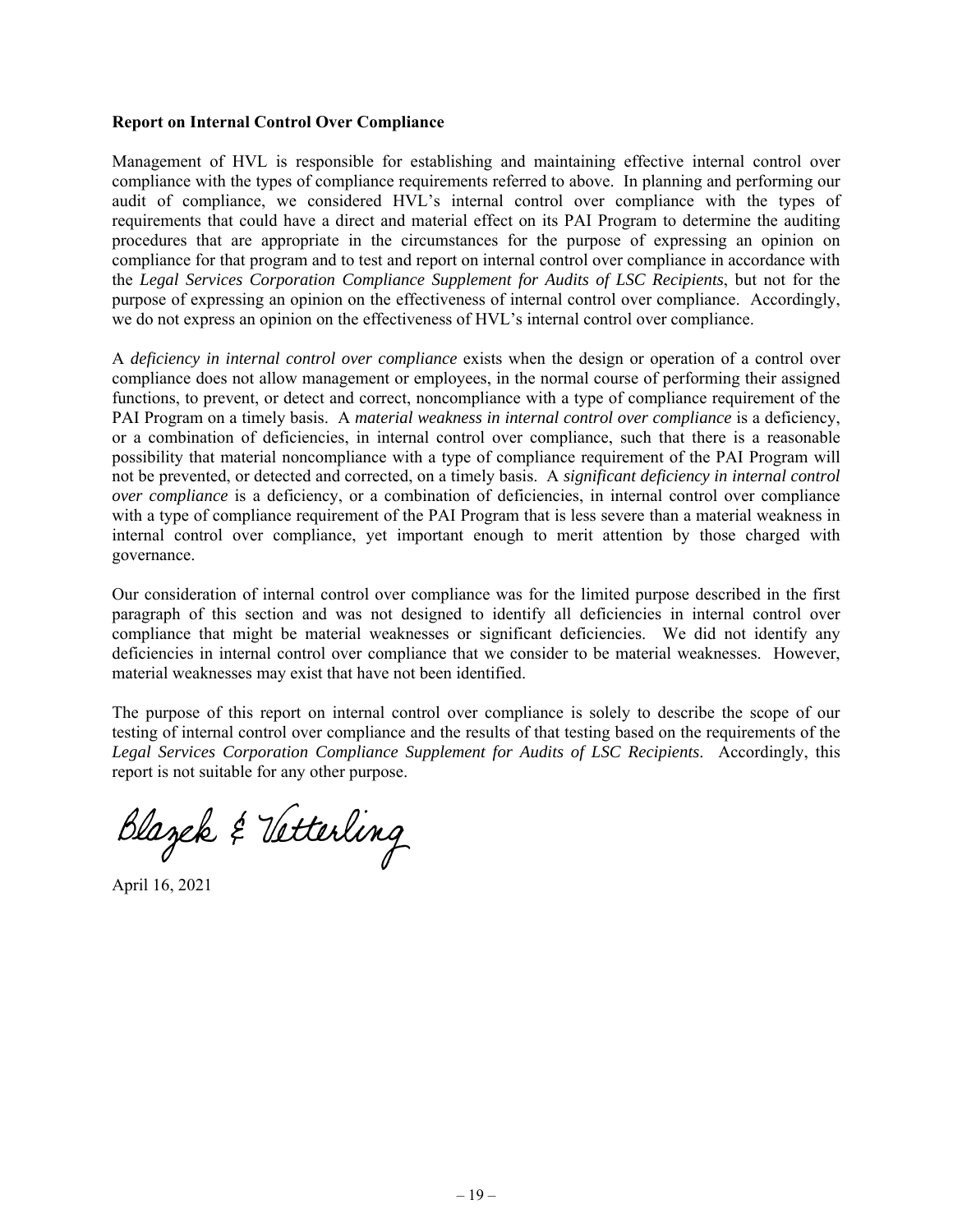**Report on Internal Control Over Compliance**

Management of HVL is responsible for establishing and maintaining effective internal control over compliance with the types of compliance requirements referred to above. In planning and performing our audit of compliance, we considered HVL's internal control over compliance with the types of requirements that could have a direct and material effect on its PAI Program to determine the auditing procedures that are appropriate in the circumstances for the purpose of expressing an opinion on compliance for that program and to test and report on internal control over compliance in accordance with the *Legal Services Corporation Compliance Supplement for Audits of LSC Recipients*, but not for the purpose of expressing an opinion on the effectiveness of internal control over compliance. Accordingly, we do not express an opinion on the effectiveness of HVL's internal control over compliance.

A *deficiency in internal control over compliance* exists when the design or operation of a control over compliance does not allow management or employees, in the normal course of performing their assigned functions, to prevent, or detect and correct, noncompliance with a type of compliance requirement of the PAI Program on a timely basis. A *material weakness in internal control over compliance* is a deficiency, or a combination of deficiencies, in internal control over compliance, such that there is a reasonable possibility that material noncompliance with a type of compliance requirement of the PAI Program will not be prevented, or detected and corrected, on a timely basis. A *significant deficiency in internal control over compliance* is a deficiency, or a combination of deficiencies, in internal control over compliance with a type of compliance requirement of the PAI Program that is less severe than a material weakness in internal control over compliance, yet important enough to merit attention by those charged with governance.

Our consideration of internal control over compliance was for the limited purpose described in the first paragraph of this section and was not designed to identify all deficiencies in internal control over compliance that might be material weaknesses or significant deficiencies. We did not identify any deficiencies in internal control over compliance that we consider to be material weaknesses. However, material weaknesses may exist that have not been identified.

The purpose of this report on internal control over compliance is solely to describe the scope of our testing of internal control over compliance and the results of that testing based on the requirements of the *Legal Services Corporation Compliance Supplement for Audits of LSC Recipients*. Accordingly, this report is not suitable for any other purpose.

Blazek & Vetterling

April 16, 2021